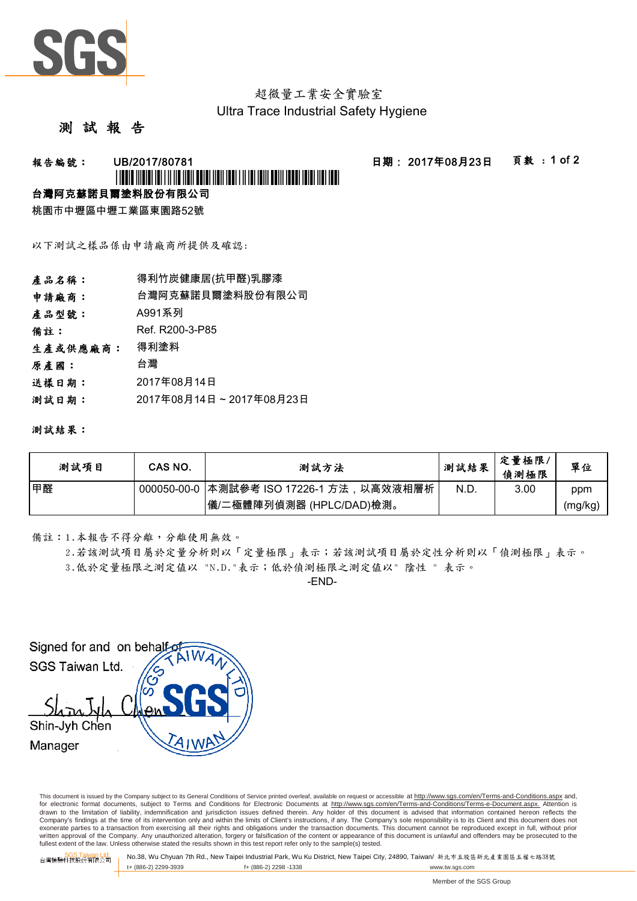超微量工業安全實驗室
Ultra Trace Industrial Safety Hygiene

# 測 試 報 告

**報告編號：** UB/2017/80781　　**日期：** 2017年08月23日

**台灣阿克蘇諾貝爾塗料股份有限公司**

桃園市中壢區中壢工業區東園路52號

以下測試之樣品係由申請廠商所提供及確認：

**產品名稱：** 得利竹炭健康居(抗甲醛)乳膠漆
**申請廠商：** 台灣阿克蘇諾貝爾塗料股份有限公司
**產品型號：** A991系列
**備註：** Ref. R200-3-P85
**生產或供應廠商：** 得利塗料
**原產國：** 台灣
**送樣日期：** 2017年08月14日
**測試日期：** 2017年08月14日 ~ 2017年08月23日

**測試結果：**

| 測試項目 | CAS NO. | 測試方法 | 測試結果 | 定量極限/偵測極限 | 單位 |
|---|---|---|---|---|---|
| 甲醛 | 000050-00-0 | 本測試參考 ISO 17226-1 方法，以高效液相層析儀/二極體陣列偵測器 (HPLC/DAD)檢測。 | N.D. | 3.00 | ppm (mg/kg) |

備註：1.本報告不得分離，分離使用無效。
2.若該測試項目屬於定量分析則以「定量極限」表示；若該測試項目屬於定性分析則以「偵測極限」表示。
3.低於定量極限之測定值以 "N.D."表示；低於偵測極限之測定值以" 陰性 " 表示。

-END-

Signed for and on behalf of
SGS Taiwan Ltd.

Shin-Jyh Chen
Manager

This document is issued by the Company subject to its General Conditions of Service printed overleaf, available on request or accessible at http://www.sgs.com/en/Terms-and-Conditions.aspx and, for electronic format documents, subject to Terms and Conditions for Electronic Documents at http://www.sgs.com/en/Terms-and-Conditions/Terms-e-Document.aspx. Attention is drawn to the limitation of liability, indemnification and jurisdiction issues defined therein. Any holder of this document is advised that information contained hereon reflects the Company's findings at the time of its intervention only and within the limits of Client's instructions, if any. The Company's sole responsibility is to its Client and this document does not exonerate parties to a transaction from exercising all their rights and obligations under the transaction documents. This document cannot be reproduced except in full, without prior written approval of the Company. Any unauthorized alteration, forgery or falsification of the content or appearance of this document is unlawful and offenders may be prosecuted to the fullest extent of the law. Unless otherwise stated the results shown in this test report refer only to the sample(s) tested.

台灣檢驗科技股份有限公司 SGS Taiwan Ltd. No.38, Wu Chyuan 7th Rd., New Taipei Industrial Park, Wu Ku District, New Taipei City, 24890, Taiwan/ 新北市五股區新北產業園區五權七路38號
t+ (886-2) 2299-3939　f+ (886-2) 2298 -1338　www.tw.sgs.com

Member of the SGS Group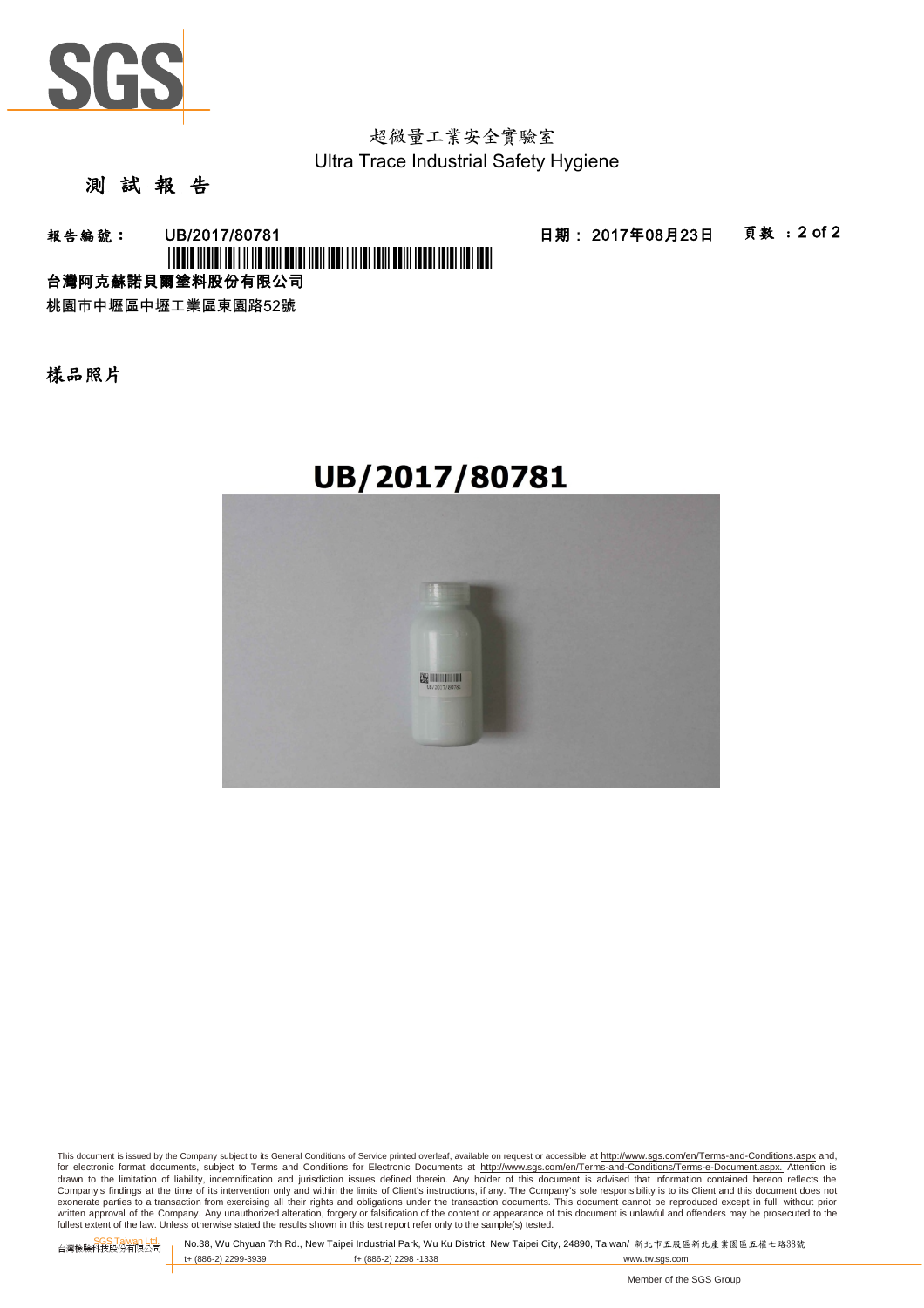超微量工業安全實驗室
Ultra Trace Industrial Safety Hygiene

# 測 試 報 告

報告編號： UB/2017/80781　　　日期： 2017年08月23日　　　頁數 ：2 of 2

台灣阿克蘇諾貝爾塗料股份有限公司

桃園市中壢區中壢工業區東園路52號

## 樣品照片

UB/2017/80781

This document is issued by the Company subject to its General Conditions of Service printed overleaf, available on request or accessible at http://www.sgs.com/en/Terms-and-Conditions.aspx and, for electronic format documents, subject to Terms and Conditions for Electronic Documents at http://www.sgs.com/en/Terms-and-Conditions/Terms-e-Document.aspx. Attention is drawn to the limitation of liability, indemnification and jurisdiction issues defined therein. Any holder of this document is advised that information contained hereon reflects the Company's findings at the time of its intervention only and within the limits of Client's instructions, if any. The Company's sole responsibility is to its Client and this document does not exonerate parties to a transaction from exercising all their rights and obligations under the transaction documents. This document cannot be reproduced except in full, without prior written approval of the Company. Any unauthorized alteration, forgery or falsification of the content or appearance of this document is unlawful and offenders may be prosecuted to the fullest extent of the law. Unless otherwise stated the results shown in this test report refer only to the sample(s) tested.

SGS Taiwan Ltd. 台灣檢驗科技股份有限公司 | No.38, Wu Chyuan 7th Rd., New Taipei Industrial Park, Wu Ku District, New Taipei City, 24890, Taiwan/ 新北市五股區新北產業園區五權七路38號
t+ (886-2) 2299-3939　　f+ (886-2) 2298 -1338　　www.tw.sgs.com

Member of the SGS Group